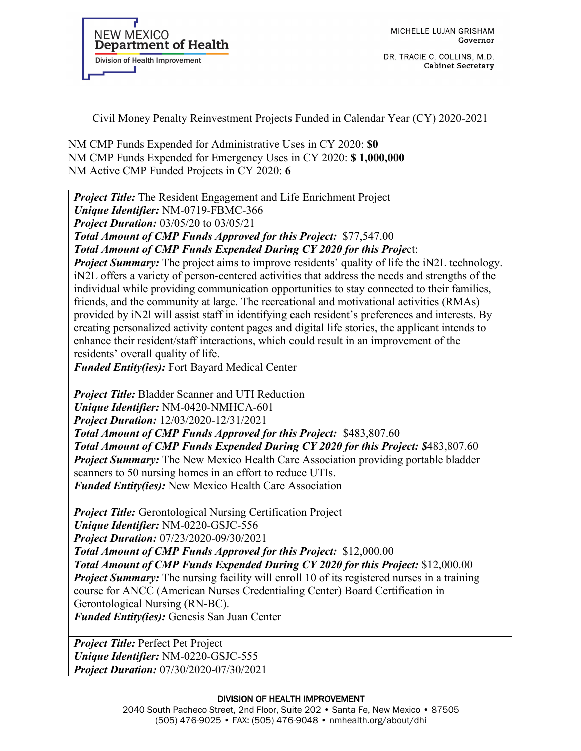NEW MEXICO
**Department of Health**
Division of Health Improvement

MICHELLE LUJAN GRISHAM
**Governor**

DR. TRACIE C. COLLINS, M.D.
**Cabinet Secretary**

Civil Money Penalty Reinvestment Projects Funded in Calendar Year (CY) 2020-2021

NM CMP Funds Expended for Administrative Uses in CY 2020: **$0**
NM CMP Funds Expended for Emergency Uses in CY 2020: **$ 1,000,000**
NM Active CMP Funded Projects in CY 2020: **6**

***Project Title:*** The Resident Engagement and Life Enrichment Project
***Unique Identifier:*** NM-0719-FBMC-366
***Project Duration:*** 03/05/20 to 03/05/21
***Total Amount of CMP Funds Approved for this Project:*** $77,547.00
***Total Amount of CMP Funds Expended During CY 2020 for this Proje***ct:
***Project Summary:*** The project aims to improve residents' quality of life the iN2L technology. iN2L offers a variety of person-centered activities that address the needs and strengths of the individual while providing communication opportunities to stay connected to their families, friends, and the community at large. The recreational and motivational activities (RMAs) provided by iN2l will assist staff in identifying each resident's preferences and interests. By creating personalized activity content pages and digital life stories, the applicant intends to enhance their resident/staff interactions, which could result in an improvement of the residents' overall quality of life.
***Funded Entity(ies):*** Fort Bayard Medical Center

***Project Title:*** Bladder Scanner and UTI Reduction
***Unique Identifier:*** NM-0420-NMHCA-601
***Project Duration:*** 12/03/2020-12/31/2021
***Total Amount of CMP Funds Approved for this Project:*** $483,807.60
***Total Amount of CMP Funds Expended During CY 2020 for this Project: $***483,807.60
***Project Summary:*** The New Mexico Health Care Association providing portable bladder scanners to 50 nursing homes in an effort to reduce UTIs.
***Funded Entity(ies):*** New Mexico Health Care Association

***Project Title:*** Gerontological Nursing Certification Project
***Unique Identifier:*** NM-0220-GSJC-556
***Project Duration:*** 07/23/2020-09/30/2021
***Total Amount of CMP Funds Approved for this Project:*** $12,000.00
***Total Amount of CMP Funds Expended During CY 2020 for this Project:*** $12,000.00
***Project Summary:*** The nursing facility will enroll 10 of its registered nurses in a training course for ANCC (American Nurses Credentialing Center) Board Certification in Gerontological Nursing (RN-BC).
***Funded Entity(ies):*** Genesis San Juan Center

***Project Title:*** Perfect Pet Project
***Unique Identifier:*** NM-0220-GSJC-555
***Project Duration:*** 07/30/2020-07/30/2021

DIVISION OF HEALTH IMPROVEMENT
2040 South Pacheco Street, 2nd Floor, Suite 202 • Santa Fe, New Mexico • 87505
(505) 476-9025 • FAX: (505) 476-9048 • nmhealth.org/about/dhi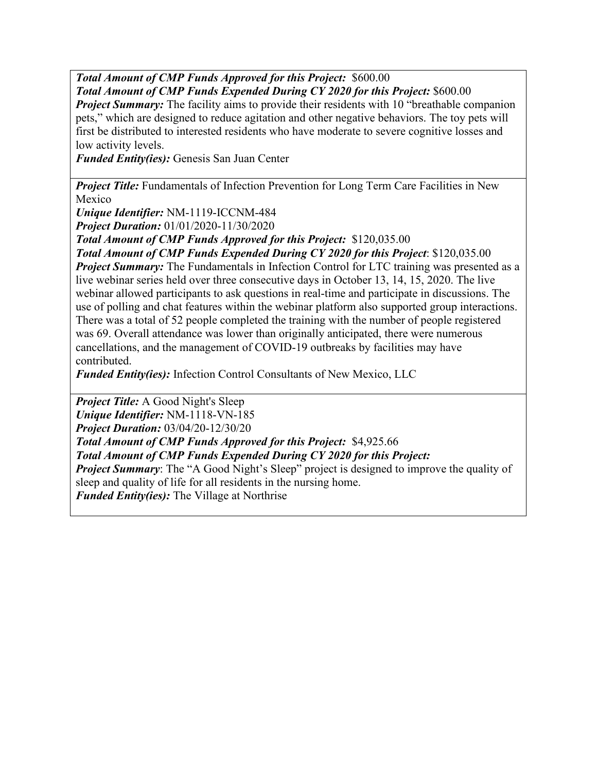***Total Amount of CMP Funds Approved for this Project:*** $600.00
***Total Amount of CMP Funds Expended During CY 2020 for this Project:*** $600.00
***Project Summary:*** The facility aims to provide their residents with 10 "breathable companion pets," which are designed to reduce agitation and other negative behaviors. The toy pets will first be distributed to interested residents who have moderate to severe cognitive losses and low activity levels.
***Funded Entity(ies):*** Genesis San Juan Center

---

***Project Title:*** Fundamentals of Infection Prevention for Long Term Care Facilities in New Mexico
***Unique Identifier:*** NM-1119-ICCNM-484
***Project Duration:*** 01/01/2020-11/30/2020
***Total Amount of CMP Funds Approved for this Project:*** $120,035.00
***Total Amount of CMP Funds Expended During CY 2020 for this Project***: $120,035.00
***Project Summary:*** The Fundamentals in Infection Control for LTC training was presented as a live webinar series held over three consecutive days in October 13, 14, 15, 2020. The live webinar allowed participants to ask questions in real-time and participate in discussions. The use of polling and chat features within the webinar platform also supported group interactions. There was a total of 52 people completed the training with the number of people registered was 69. Overall attendance was lower than originally anticipated, there were numerous cancellations, and the management of COVID-19 outbreaks by facilities may have contributed.
***Funded Entity(ies):*** Infection Control Consultants of New Mexico, LLC

---

***Project Title:*** A Good Night's Sleep
***Unique Identifier:*** NM-1118-VN-185
***Project Duration:*** 03/04/20-12/30/20
***Total Amount of CMP Funds Approved for this Project:*** $4,925.66
***Total Amount of CMP Funds Expended During CY 2020 for this Project:***
***Project Summary***: The "A Good Night's Sleep" project is designed to improve the quality of sleep and quality of life for all residents in the nursing home.
***Funded Entity(ies):*** The Village at Northrise